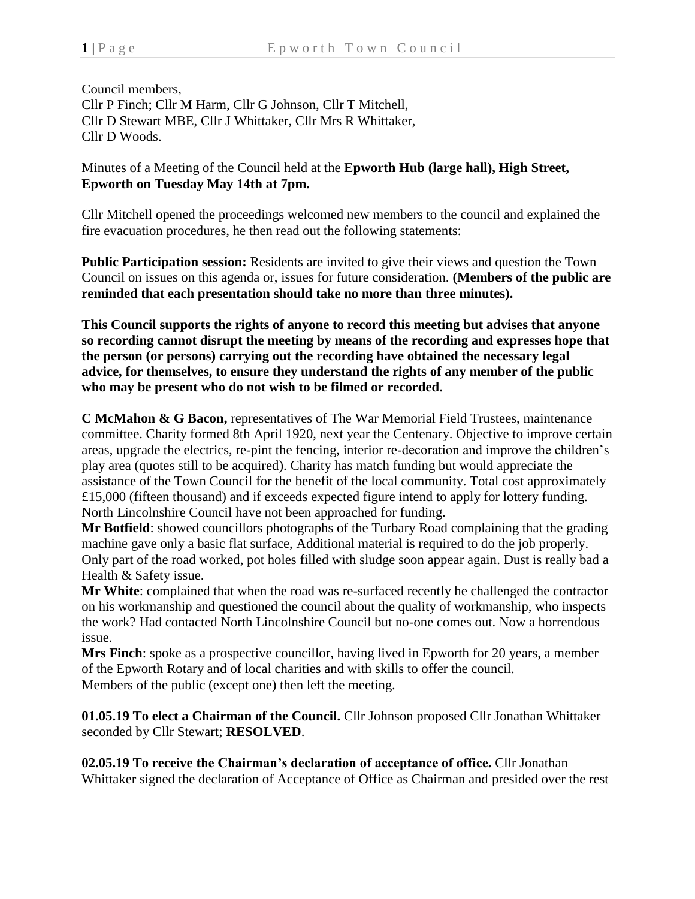Council members,
Cllr P Finch; Cllr M Harm, Cllr G Johnson, Cllr T Mitchell,
Cllr D Stewart MBE, Cllr J Whittaker, Cllr Mrs R Whittaker,
Cllr D Woods.

Minutes of a Meeting of the Council held at the **Epworth Hub (large hall), High Street, Epworth on Tuesday May 14th at 7pm.**

Cllr Mitchell opened the proceedings welcomed new members to the council and explained the fire evacuation procedures, he then read out the following statements:

**Public Participation session:** Residents are invited to give their views and question the Town Council on issues on this agenda or, issues for future consideration. **(Members of the public are reminded that each presentation should take no more than three minutes).**

**This Council supports the rights of anyone to record this meeting but advises that anyone so recording cannot disrupt the meeting by means of the recording and expresses hope that the person (or persons) carrying out the recording have obtained the necessary legal advice, for themselves, to ensure they understand the rights of any member of the public who may be present who do not wish to be filmed or recorded.**

**C McMahon & G Bacon,** representatives of The War Memorial Field Trustees, maintenance committee. Charity formed 8th April 1920, next year the Centenary. Objective to improve certain areas, upgrade the electrics, re-pint the fencing, interior re-decoration and improve the children's play area (quotes still to be acquired). Charity has match funding but would appreciate the assistance of the Town Council for the benefit of the local community. Total cost approximately £15,000 (fifteen thousand) and if exceeds expected figure intend to apply for lottery funding. North Lincolnshire Council have not been approached for funding.
**Mr Botfield**: showed councillors photographs of the Turbary Road complaining that the grading machine gave only a basic flat surface, Additional material is required to do the job properly. Only part of the road worked, pot holes filled with sludge soon appear again. Dust is really bad a Health & Safety issue.
**Mr White**: complained that when the road was re-surfaced recently he challenged the contractor on his workmanship and questioned the council about the quality of workmanship, who inspects the work? Had contacted North Lincolnshire Council but no-one comes out. Now a horrendous issue.
**Mrs Finch**: spoke as a prospective councillor, having lived in Epworth for 20 years, a member of the Epworth Rotary and of local charities and with skills to offer the council.
Members of the public (except one) then left the meeting.

**01.05.19 To elect a Chairman of the Council.** Cllr Johnson proposed Cllr Jonathan Whittaker seconded by Cllr Stewart; **RESOLVED**.

**02.05.19 To receive the Chairman's declaration of acceptance of office.** Cllr Jonathan Whittaker signed the declaration of Acceptance of Office as Chairman and presided over the rest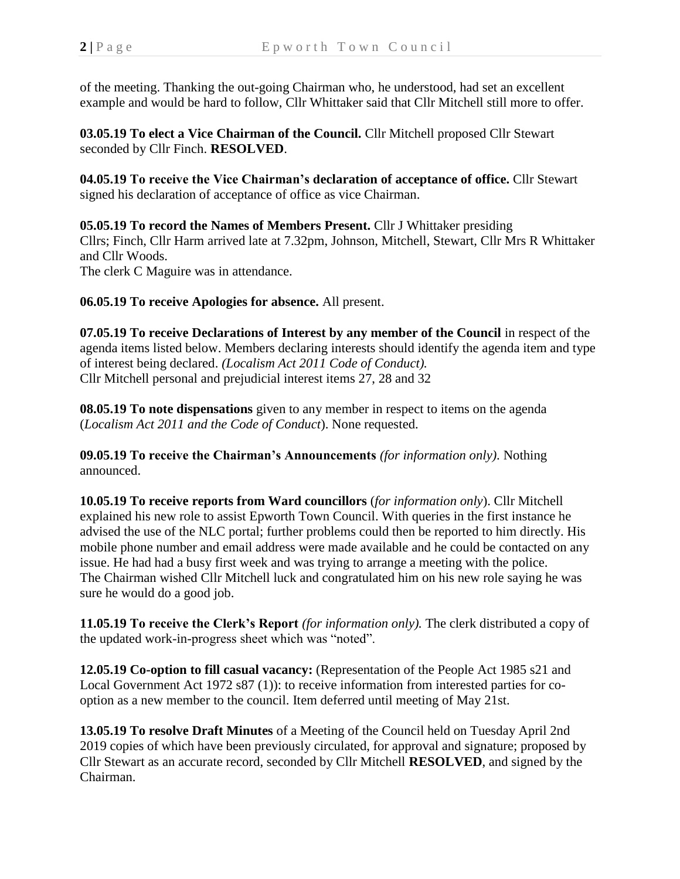of the meeting. Thanking the out-going Chairman who, he understood, had set an excellent example and would be hard to follow, Cllr Whittaker said that Cllr Mitchell still more to offer.

**03.05.19 To elect a Vice Chairman of the Council.** Cllr Mitchell proposed Cllr Stewart seconded by Cllr Finch. **RESOLVED**.

**04.05.19 To receive the Vice Chairman's declaration of acceptance of office.** Cllr Stewart signed his declaration of acceptance of office as vice Chairman.

**05.05.19 To record the Names of Members Present.** Cllr J Whittaker presiding
Cllrs; Finch, Cllr Harm arrived late at 7.32pm, Johnson, Mitchell, Stewart, Cllr Mrs R Whittaker and Cllr Woods.
The clerk C Maguire was in attendance.

**06.05.19 To receive Apologies for absence.** All present.

**07.05.19 To receive Declarations of Interest by any member of the Council** in respect of the agenda items listed below. Members declaring interests should identify the agenda item and type of interest being declared. *(Localism Act 2011 Code of Conduct).*
Cllr Mitchell personal and prejudicial interest items 27, 28 and 32

**08.05.19 To note dispensations** given to any member in respect to items on the agenda (*Localism Act 2011 and the Code of Conduct*). None requested.

**09.05.19 To receive the Chairman's Announcements** *(for information only)*. Nothing announced.

**10.05.19 To receive reports from Ward councillors** (*for information only*). Cllr Mitchell explained his new role to assist Epworth Town Council. With queries in the first instance he advised the use of the NLC portal; further problems could then be reported to him directly. His mobile phone number and email address were made available and he could be contacted on any issue. He had had a busy first week and was trying to arrange a meeting with the police.
The Chairman wished Cllr Mitchell luck and congratulated him on his new role saying he was sure he would do a good job.

**11.05.19 To receive the Clerk's Report** *(for information only).* The clerk distributed a copy of the updated work-in-progress sheet which was "noted".

**12.05.19 Co-option to fill casual vacancy:** (Representation of the People Act 1985 s21 and Local Government Act 1972 s87 (1)): to receive information from interested parties for co-option as a new member to the council. Item deferred until meeting of May 21st.

**13.05.19 To resolve Draft Minutes** of a Meeting of the Council held on Tuesday April 2nd 2019 copies of which have been previously circulated, for approval and signature; proposed by Cllr Stewart as an accurate record, seconded by Cllr Mitchell **RESOLVED**, and signed by the Chairman.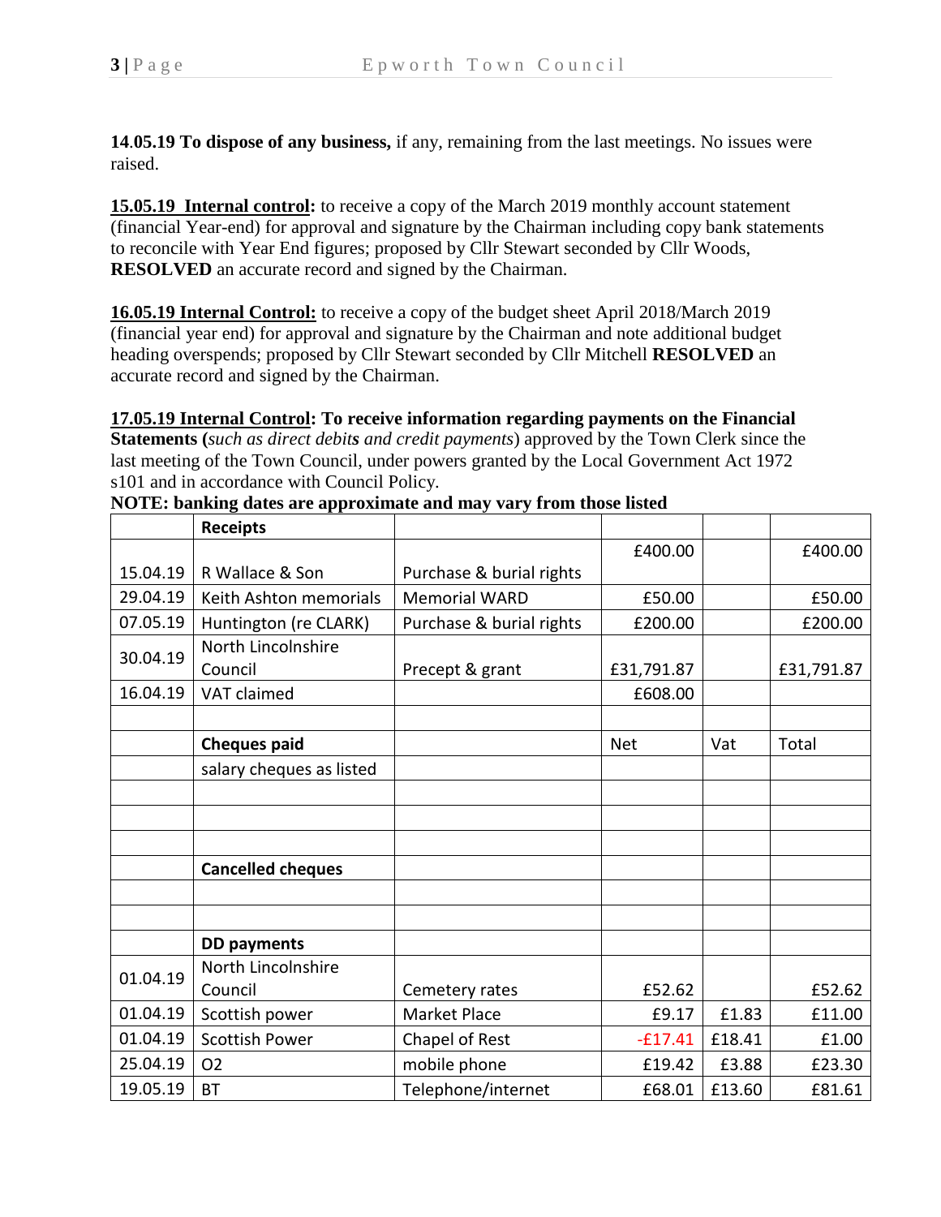**14.05.19 To dispose of any business,** if any, remaining from the last meetings. No issues were raised.

**15.05.19 Internal control:** to receive a copy of the March 2019 monthly account statement (financial Year-end) for approval and signature by the Chairman including copy bank statements to reconcile with Year End figures; proposed by Cllr Stewart seconded by Cllr Woods, **RESOLVED** an accurate record and signed by the Chairman.

**16.05.19 Internal Control:** to receive a copy of the budget sheet April 2018/March 2019 (financial year end) for approval and signature by the Chairman and note additional budget heading overspends; proposed by Cllr Stewart seconded by Cllr Mitchell **RESOLVED** an accurate record and signed by the Chairman.

**17.05.19 Internal Control: To receive information regarding payments on the Financial Statements (***such as direct debits and credit payments*) approved by the Town Clerk since the last meeting of the Town Council, under powers granted by the Local Government Act 1972 s101 and in accordance with Council Policy.

**NOTE: banking dates are approximate and may vary from those listed**

| | **Receipts** | | | | |
|---|---|---|---|---|---|
| 15.04.19 | R Wallace & Son | Purchase & burial rights | £400.00 | | £400.00 |
| 29.04.19 | Keith Ashton memorials | Memorial WARD | £50.00 | | £50.00 |
| 07.05.19 | Huntington (re CLARK) | Purchase & burial rights | £200.00 | | £200.00 |
| 30.04.19 | North Lincolnshire Council | Precept & grant | £31,791.87 | | £31,791.87 |
| 16.04.19 | VAT claimed | | £608.00 | | |
| | | | | | |
| | **Cheques paid** | | Net | Vat | Total |
| | salary cheques as listed | | | | |
| | | | | | |
| | | | | | |
| | | | | | |
| | **Cancelled cheques** | | | | |
| | | | | | |
| | | | | | |
| | **DD payments** | | | | |
| 01.04.19 | North Lincolnshire Council | Cemetery rates | £52.62 | | £52.62 |
| 01.04.19 | Scottish power | Market Place | £9.17 | £1.83 | £11.00 |
| 01.04.19 | Scottish Power | Chapel of Rest | -£17.41 | £18.41 | £1.00 |
| 25.04.19 | O2 | mobile phone | £19.42 | £3.88 | £23.30 |
| 19.05.19 | BT | Telephone/internet | £68.01 | £13.60 | £81.61 |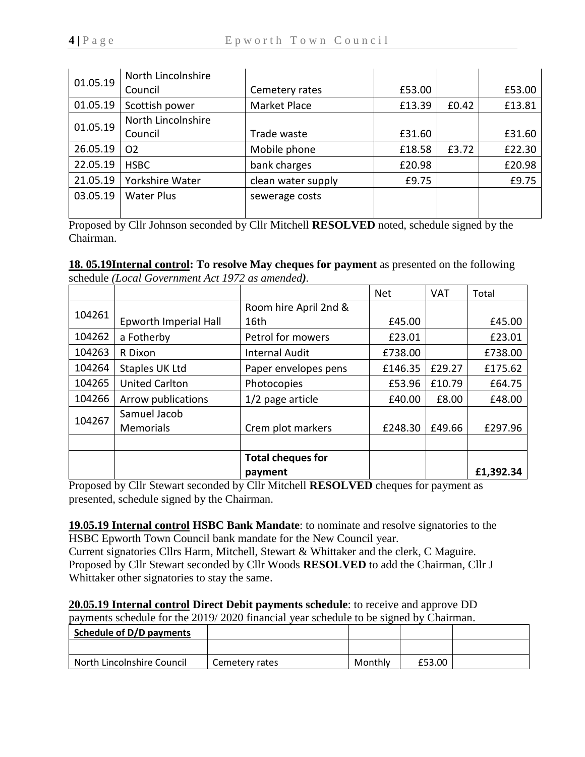| | | | | | |
|---|---|---|---|---|---|
| 01.05.19 | North Lincolnshire Council | Cemetery rates | £53.00 | | £53.00 |
| 01.05.19 | Scottish power | Market Place | £13.39 | £0.42 | £13.81 |
| 01.05.19 | North Lincolnshire Council | Trade waste | £31.60 | | £31.60 |
| 26.05.19 | O2 | Mobile phone | £18.58 | £3.72 | £22.30 |
| 22.05.19 | HSBC | bank charges | £20.98 | | £20.98 |
| 21.05.19 | Yorkshire Water | clean water supply | £9.75 | | £9.75 |
| 03.05.19 | Water Plus | sewerage costs | | | |

Proposed by Cllr Johnson seconded by Cllr Mitchell **RESOLVED** noted, schedule signed by the Chairman.

**18. 05.19Internal control: To resolve May cheques for payment** as presented on the following schedule *(Local Government Act 1972 as amended)*.

| | | | Net | VAT | Total |
|---|---|---|---|---|---|
| 104261 | Epworth Imperial Hall | Room hire April 2nd & 16th | £45.00 | | £45.00 |
| 104262 | a Fotherby | Petrol for mowers | £23.01 | | £23.01 |
| 104263 | R Dixon | Internal Audit | £738.00 | | £738.00 |
| 104264 | Staples UK Ltd | Paper envelopes pens | £146.35 | £29.27 | £175.62 |
| 104265 | United Carlton | Photocopies | £53.96 | £10.79 | £64.75 |
| 104266 | Arrow publications | 1/2 page article | £40.00 | £8.00 | £48.00 |
| 104267 | Samuel Jacob Memorials | Crem plot markers | £248.30 | £49.66 | £297.96 |
| | | | | | |
| | | **Total cheques for payment** | | | **£1,392.34** |

Proposed by Cllr Stewart seconded by Cllr Mitchell **RESOLVED** cheques for payment as presented, schedule signed by the Chairman.

**19.05.19 Internal control HSBC Bank Mandate**: to nominate and resolve signatories to the HSBC Epworth Town Council bank mandate for the New Council year.
Current signatories Cllrs Harm, Mitchell, Stewart & Whittaker and the clerk, C Maguire.
Proposed by Cllr Stewart seconded by Cllr Woods **RESOLVED** to add the Chairman, Cllr J Whittaker other signatories to stay the same.

**20.05.19 Internal control Direct Debit payments schedule**: to receive and approve DD payments schedule for the 2019/ 2020 financial year schedule to be signed by Chairman.

| **Schedule of D/D payments** | | | | |
|---|---|---|---|---|
| | | | | |
| North Lincolnshire Council | Cemetery rates | Monthly | £53.00 | |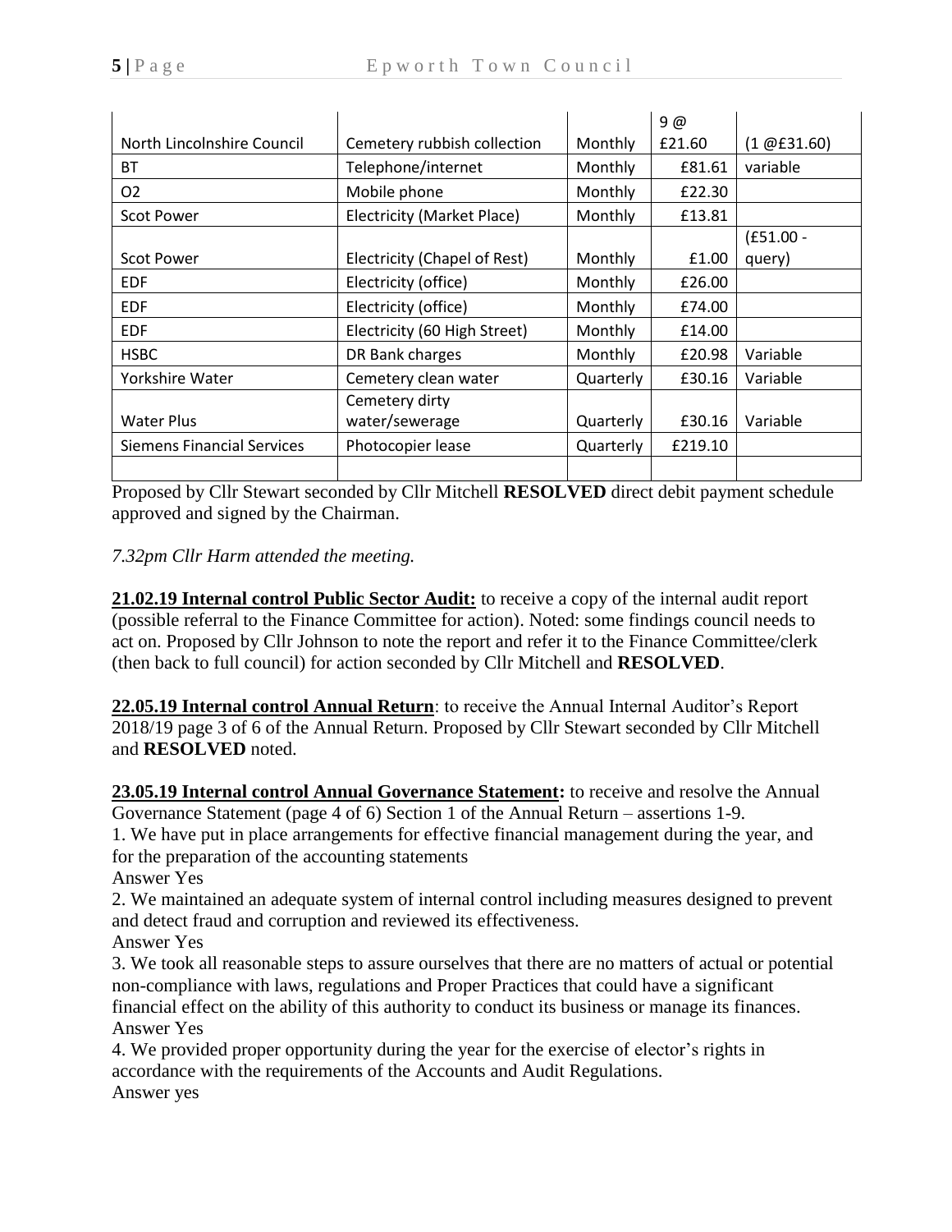| | | | | |
|---|---|---|---|---|
| North Lincolnshire Council | Cemetery rubbish collection | Monthly | 9 @ £21.60 | (1 @£31.60) |
| BT | Telephone/internet | Monthly | £81.61 | variable |
| O2 | Mobile phone | Monthly | £22.30 | |
| Scot Power | Electricity (Market Place) | Monthly | £13.81 | |
| Scot Power | Electricity (Chapel of Rest) | Monthly | £1.00 | (£51.00 - query) |
| EDF | Electricity (office) | Monthly | £26.00 | |
| EDF | Electricity (office) | Monthly | £74.00 | |
| EDF | Electricity (60 High Street) | Monthly | £14.00 | |
| HSBC | DR Bank charges | Monthly | £20.98 | Variable |
| Yorkshire Water | Cemetery clean water | Quarterly | £30.16 | Variable |
| Water Plus | Cemetery dirty water/sewerage | Quarterly | £30.16 | Variable |
| Siemens Financial Services | Photocopier lease | Quarterly | £219.10 | |
| | | | | |

Proposed by Cllr Stewart seconded by Cllr Mitchell **RESOLVED** direct debit payment schedule approved and signed by the Chairman.

*7.32pm Cllr Harm attended the meeting.*

**21.02.19 Internal control Public Sector Audit:** to receive a copy of the internal audit report (possible referral to the Finance Committee for action). Noted: some findings council needs to act on. Proposed by Cllr Johnson to note the report and refer it to the Finance Committee/clerk (then back to full council) for action seconded by Cllr Mitchell and **RESOLVED**.

**22.05.19 Internal control Annual Return**: to receive the Annual Internal Auditor's Report 2018/19 page 3 of 6 of the Annual Return. Proposed by Cllr Stewart seconded by Cllr Mitchell and **RESOLVED** noted.

**23.05.19 Internal control Annual Governance Statement:** to receive and resolve the Annual Governance Statement (page 4 of 6) Section 1 of the Annual Return – assertions 1-9.

1. We have put in place arrangements for effective financial management during the year, and for the preparation of the accounting statements
Answer Yes

2. We maintained an adequate system of internal control including measures designed to prevent and detect fraud and corruption and reviewed its effectiveness.
Answer Yes

3. We took all reasonable steps to assure ourselves that there are no matters of actual or potential non-compliance with laws, regulations and Proper Practices that could have a significant financial effect on the ability of this authority to conduct its business or manage its finances.
Answer Yes

4. We provided proper opportunity during the year for the exercise of elector's rights in accordance with the requirements of the Accounts and Audit Regulations.
Answer yes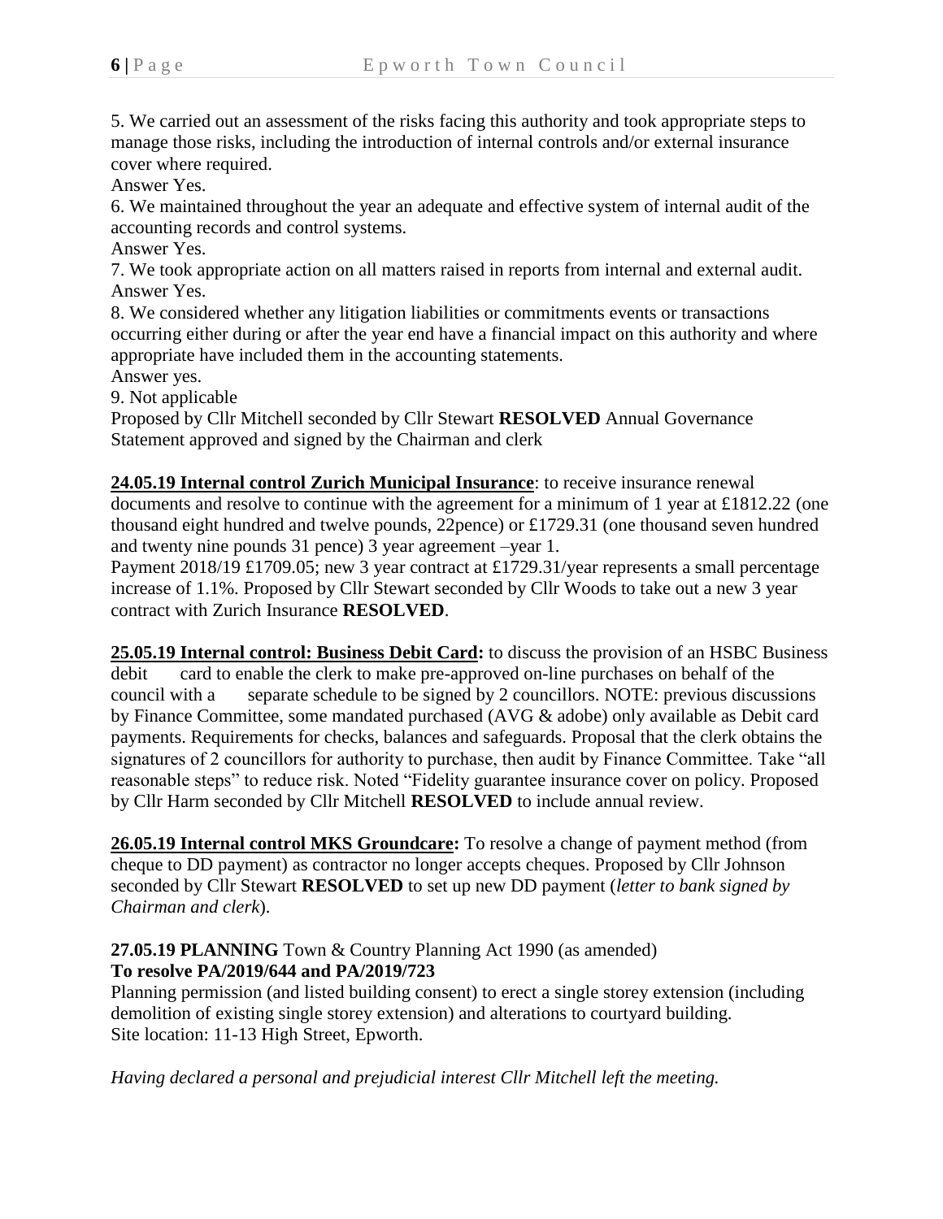5. We carried out an assessment of the risks facing this authority and took appropriate steps to manage those risks, including the introduction of internal controls and/or external insurance cover where required.
Answer Yes.
6. We maintained throughout the year an adequate and effective system of internal audit of the accounting records and control systems.
Answer Yes.
7. We took appropriate action on all matters raised in reports from internal and external audit.
Answer Yes.
8. We considered whether any litigation liabilities or commitments events or transactions occurring either during or after the year end have a financial impact on this authority and where appropriate have included them in the accounting statements.
Answer yes.
9. Not applicable
Proposed by Cllr Mitchell seconded by Cllr Stewart **RESOLVED** Annual Governance Statement approved and signed by the Chairman and clerk

**24.05.19 Internal control Zurich Municipal Insurance**: to receive insurance renewal documents and resolve to continue with the agreement for a minimum of 1 year at £1812.22 (one thousand eight hundred and twelve pounds, 22pence) or £1729.31 (one thousand seven hundred and twenty nine pounds 31 pence) 3 year agreement –year 1.
Payment 2018/19 £1709.05; new 3 year contract at £1729.31/year represents a small percentage increase of 1.1%. Proposed by Cllr Stewart seconded by Cllr Woods to take out a new 3 year contract with Zurich Insurance **RESOLVED**.

**25.05.19 Internal control: Business Debit Card:** to discuss the provision of an HSBC Business debit card to enable the clerk to make pre-approved on-line purchases on behalf of the council with a separate schedule to be signed by 2 councillors. NOTE: previous discussions by Finance Committee, some mandated purchased (AVG & adobe) only available as Debit card payments. Requirements for checks, balances and safeguards. Proposal that the clerk obtains the signatures of 2 councillors for authority to purchase, then audit by Finance Committee. Take "all reasonable steps" to reduce risk. Noted "Fidelity guarantee insurance cover on policy. Proposed by Cllr Harm seconded by Cllr Mitchell **RESOLVED** to include annual review.

**26.05.19 Internal control MKS Groundcare:** To resolve a change of payment method (from cheque to DD payment) as contractor no longer accepts cheques. Proposed by Cllr Johnson seconded by Cllr Stewart **RESOLVED** to set up new DD payment (*letter to bank signed by Chairman and clerk*).

**27.05.19 PLANNING** Town & Country Planning Act 1990 (as amended)
**To resolve PA/2019/644 and PA/2019/723**
Planning permission (and listed building consent) to erect a single storey extension (including demolition of existing single storey extension) and alterations to courtyard building.
Site location: 11-13 High Street, Epworth.

*Having declared a personal and prejudicial interest Cllr Mitchell left the meeting.*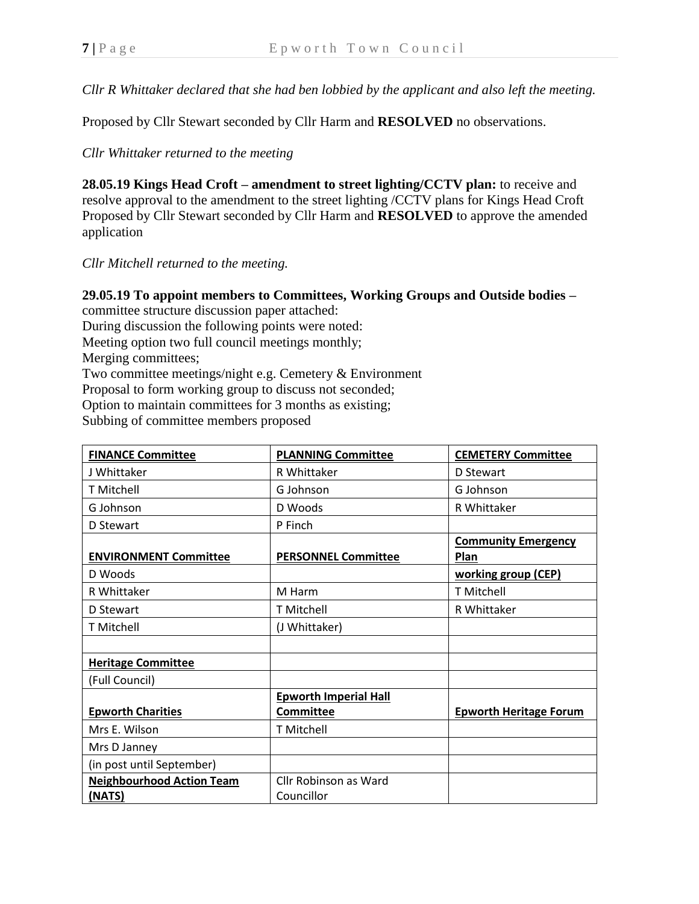*Cllr R Whittaker declared that she had ben lobbied by the applicant and also left the meeting.*

Proposed by Cllr Stewart seconded by Cllr Harm and **RESOLVED** no observations.

*Cllr Whittaker returned to the meeting*

**28.05.19 Kings Head Croft – amendment to street lighting/CCTV plan:** to receive and resolve approval to the amendment to the street lighting /CCTV plans for Kings Head Croft Proposed by Cllr Stewart seconded by Cllr Harm and **RESOLVED** to approve the amended application

*Cllr Mitchell returned to the meeting.*

**29.05.19 To appoint members to Committees, Working Groups and Outside bodies –** committee structure discussion paper attached:
During discussion the following points were noted:
Meeting option two full council meetings monthly;
Merging committees;
Two committee meetings/night e.g. Cemetery & Environment
Proposal to form working group to discuss not seconded;
Option to maintain committees for 3 months as existing;
Subbing of committee members proposed

| **FINANCE Committee** | **PLANNING Committee** | **CEMETERY Committee** |
|---|---|---|
| J Whittaker | R Whittaker | D Stewart |
| T Mitchell | G Johnson | G Johnson |
| G Johnson | D Woods | R Whittaker |
| D Stewart | P Finch | |
| **ENVIRONMENT Committee** | **PERSONNEL Committee** | **Community Emergency Plan** |
| D Woods | | **working group (CEP)** |
| R Whittaker | M Harm | T Mitchell |
| D Stewart | T Mitchell | R Whittaker |
| T Mitchell | (J Whittaker) | |
| | | |
| **Heritage Committee** | | |
| (Full Council) | | |
| **Epworth Charities** | **Epworth Imperial Hall Committee** | **Epworth Heritage Forum** |
| Mrs E. Wilson | T Mitchell | |
| Mrs D Janney | | |
| (in post until September) | | |
| **Neighbourhood Action Team (NATS)** | Cllr Robinson as Ward Councillor | |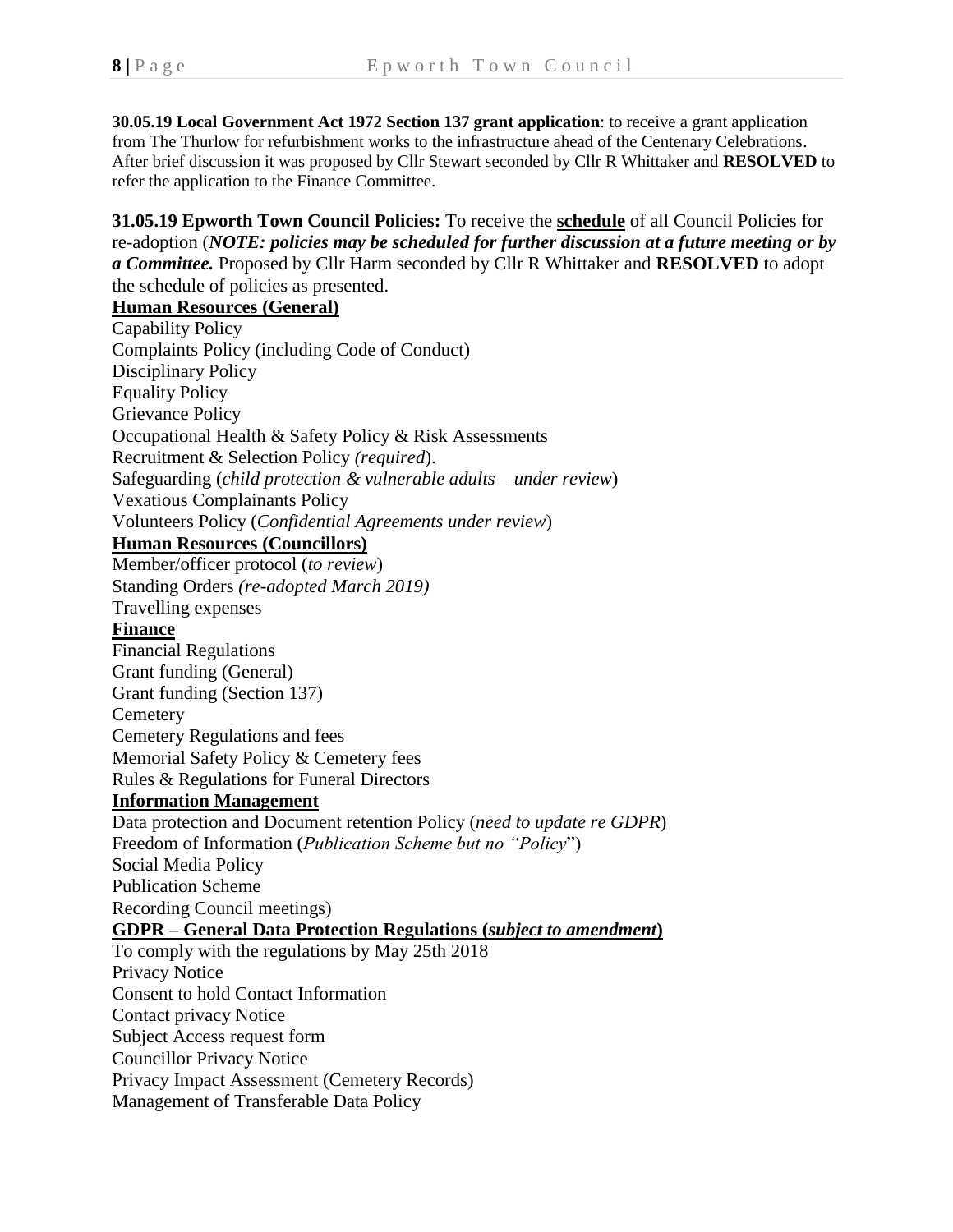**30.05.19 Local Government Act 1972 Section 137 grant application**: to receive a grant application from The Thurlow for refurbishment works to the infrastructure ahead of the Centenary Celebrations. After brief discussion it was proposed by Cllr Stewart seconded by Cllr R Whittaker and **RESOLVED** to refer the application to the Finance Committee.

**31.05.19 Epworth Town Council Policies:** To receive the **schedule** of all Council Policies for re-adoption (***NOTE: policies may be scheduled for further discussion at a future meeting or by a Committee.*** Proposed by Cllr Harm seconded by Cllr R Whittaker and **RESOLVED** to adopt the schedule of policies as presented.

**Human Resources (General)**

Capability Policy
Complaints Policy (including Code of Conduct)
Disciplinary Policy
Equality Policy
Grievance Policy
Occupational Health & Safety Policy & Risk Assessments
Recruitment & Selection Policy *(required*).
Safeguarding (*child protection & vulnerable adults – under review*)
Vexatious Complainants Policy
Volunteers Policy (*Confidential Agreements under review*)

**Human Resources (Councillors)**

Member/officer protocol (*to review*)
Standing Orders *(re-adopted March 2019)*
Travelling expenses

**Finance**

Financial Regulations
Grant funding (General)
Grant funding (Section 137)
Cemetery
Cemetery Regulations and fees
Memorial Safety Policy & Cemetery fees
Rules & Regulations for Funeral Directors

**Information Management**

Data protection and Document retention Policy (*need to update re GDPR*)
Freedom of Information (*Publication Scheme but no "Policy*")
Social Media Policy
Publication Scheme
Recording Council meetings)

**GDPR – General Data Protection Regulations (*subject to amendment*)**

To comply with the regulations by May 25th 2018
Privacy Notice
Consent to hold Contact Information
Contact privacy Notice
Subject Access request form
Councillor Privacy Notice
Privacy Impact Assessment (Cemetery Records)
Management of Transferable Data Policy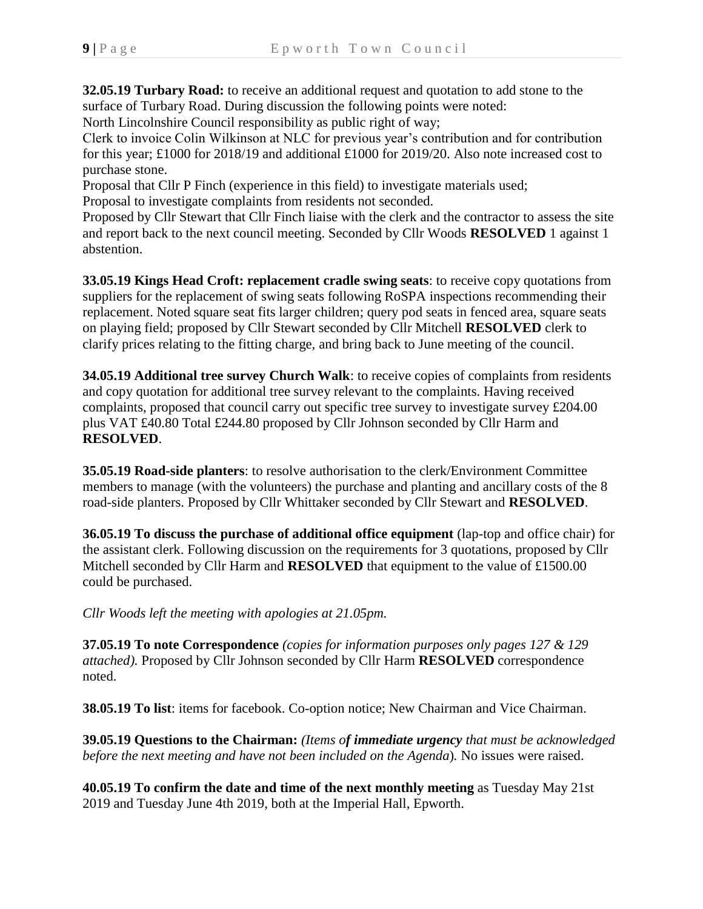**32.05.19 Turbary Road:** to receive an additional request and quotation to add stone to the surface of Turbary Road. During discussion the following points were noted:
North Lincolnshire Council responsibility as public right of way;
Clerk to invoice Colin Wilkinson at NLC for previous year's contribution and for contribution for this year; £1000 for 2018/19 and additional £1000 for 2019/20. Also note increased cost to purchase stone.
Proposal that Cllr P Finch (experience in this field) to investigate materials used;
Proposal to investigate complaints from residents not seconded.
Proposed by Cllr Stewart that Cllr Finch liaise with the clerk and the contractor to assess the site and report back to the next council meeting. Seconded by Cllr Woods **RESOLVED** 1 against 1 abstention.

**33.05.19 Kings Head Croft: replacement cradle swing seats**: to receive copy quotations from suppliers for the replacement of swing seats following RoSPA inspections recommending their replacement. Noted square seat fits larger children; query pod seats in fenced area, square seats on playing field; proposed by Cllr Stewart seconded by Cllr Mitchell **RESOLVED** clerk to clarify prices relating to the fitting charge, and bring back to June meeting of the council.

**34.05.19 Additional tree survey Church Walk**: to receive copies of complaints from residents and copy quotation for additional tree survey relevant to the complaints. Having received complaints, proposed that council carry out specific tree survey to investigate survey £204.00 plus VAT £40.80 Total £244.80 proposed by Cllr Johnson seconded by Cllr Harm and **RESOLVED**.

**35.05.19 Road-side planters**: to resolve authorisation to the clerk/Environment Committee members to manage (with the volunteers) the purchase and planting and ancillary costs of the 8 road-side planters. Proposed by Cllr Whittaker seconded by Cllr Stewart and **RESOLVED**.

**36.05.19 To discuss the purchase of additional office equipment** (lap-top and office chair) for the assistant clerk. Following discussion on the requirements for 3 quotations, proposed by Cllr Mitchell seconded by Cllr Harm and **RESOLVED** that equipment to the value of £1500.00 could be purchased.

*Cllr Woods left the meeting with apologies at 21.05pm.*

**37.05.19 To note Correspondence** *(copies for information purposes only pages 127 & 129 attached).* Proposed by Cllr Johnson seconded by Cllr Harm **RESOLVED** correspondence noted.

**38.05.19 To list**: items for facebook. Co-option notice; New Chairman and Vice Chairman.

**39.05.19 Questions to the Chairman:** *(Items o**f immediate urgency** that must be acknowledged before the next meeting and have not been included on the Agenda*). No issues were raised.

**40.05.19 To confirm the date and time of the next monthly meeting** as Tuesday May 21st 2019 and Tuesday June 4th 2019, both at the Imperial Hall, Epworth.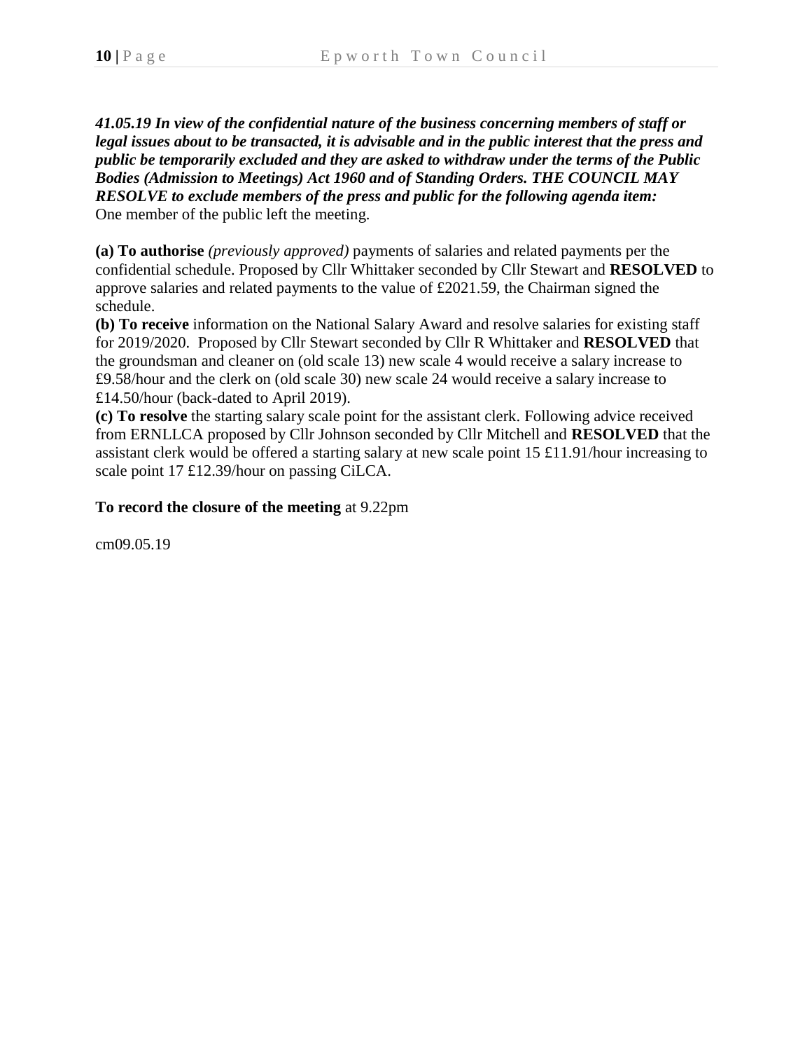***41.05.19 In view of the confidential nature of the business concerning members of staff or legal issues about to be transacted, it is advisable and in the public interest that the press and public be temporarily excluded and they are asked to withdraw under the terms of the Public Bodies (Admission to Meetings) Act 1960 and of Standing Orders. THE COUNCIL MAY RESOLVE to exclude members of the press and public for the following agenda item:***
One member of the public left the meeting.

**(a) To authorise** *(previously approved)* payments of salaries and related payments per the confidential schedule. Proposed by Cllr Whittaker seconded by Cllr Stewart and **RESOLVED** to approve salaries and related payments to the value of £2021.59, the Chairman signed the schedule.
**(b) To receive** information on the National Salary Award and resolve salaries for existing staff for 2019/2020. Proposed by Cllr Stewart seconded by Cllr R Whittaker and **RESOLVED** that the groundsman and cleaner on (old scale 13) new scale 4 would receive a salary increase to £9.58/hour and the clerk on (old scale 30) new scale 24 would receive a salary increase to £14.50/hour (back-dated to April 2019).
**(c) To resolve** the starting salary scale point for the assistant clerk. Following advice received from ERNLLCA proposed by Cllr Johnson seconded by Cllr Mitchell and **RESOLVED** that the assistant clerk would be offered a starting salary at new scale point 15 £11.91/hour increasing to scale point 17 £12.39/hour on passing CiLCA.

**To record the closure of the meeting** at 9.22pm

cm09.05.19